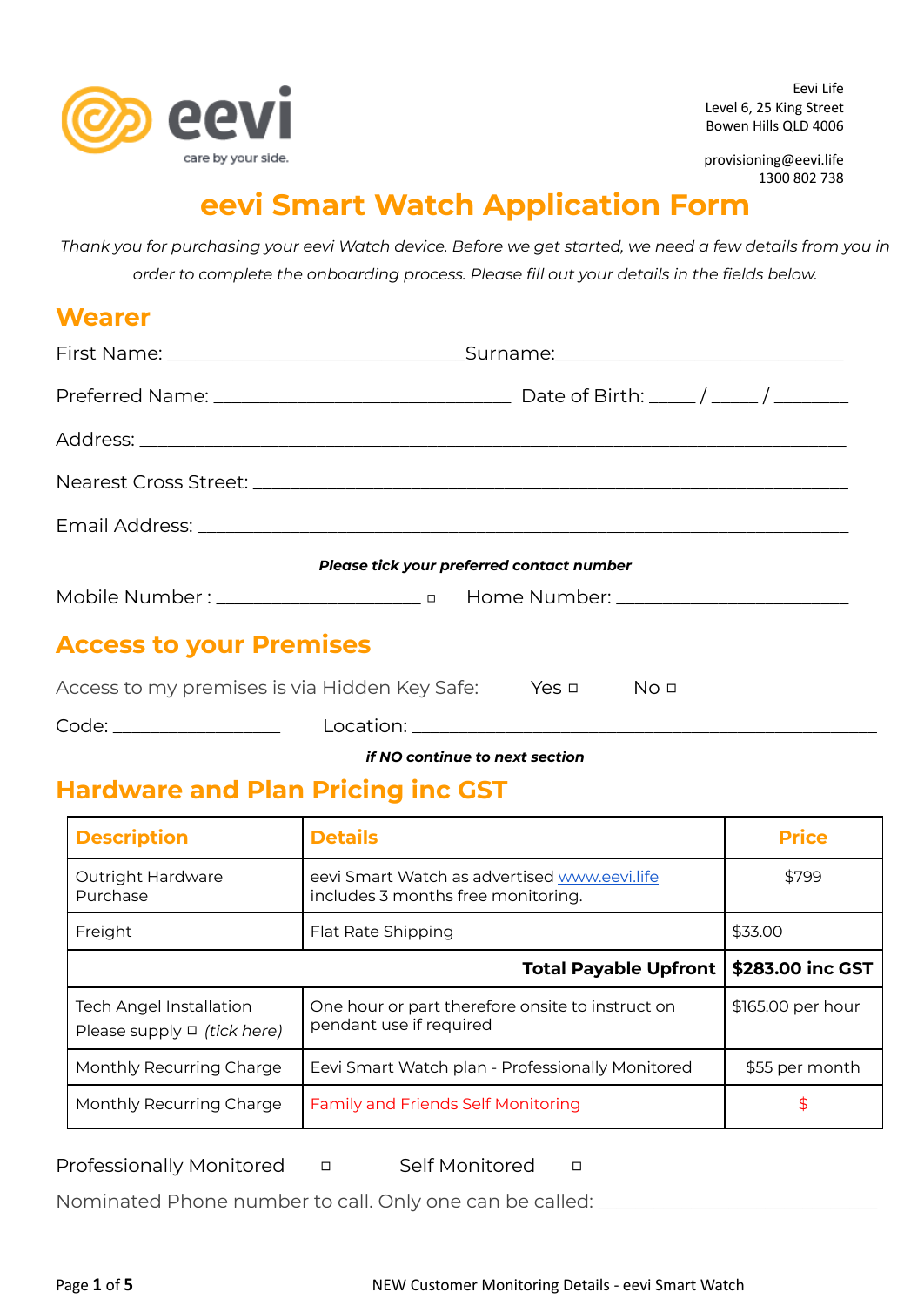Eevi Life
Level 6, 25 King Street
Bowen Hills QLD 4006

provisioning@eevi.life
1300 802 738

# eevi Smart Watch Application Form

*Thank you for purchasing your eevi Watch device. Before we get started, we need a few details from you in order to complete the onboarding process. Please fill out your details in the fields below.*

## Wearer

First Name: ______________________________ Surname: ______________________________

Preferred Name: ______________________________ Date of Birth: _____ / _____ / ________

Address: ____________________________________________________________________

Nearest Cross Street: ____________________________________________________________

Email Address: ____________________________________________________________________

***Please tick your preferred contact number***

Mobile Number : _____________________ ▫ Home Number: ________________________

## Access to your Premises

Access to my premises is via Hidden Key Safe: Yes ▫ No ▫

Code: _________________ Location: ______________________________________________

***if NO continue to next section***

## Hardware and Plan Pricing inc GST

| Description | Details | Price |
|---|---|---|
| Outright Hardware Purchase | eevi Smart Watch as advertised www.eevi.life includes 3 months free monitoring. | $799 |
| Freight | Flat Rate Shipping | $33.00 |
| | **Total Payable Upfront** | **$283.00 inc GST** |
| Tech Angel Installation Please supply ▫ *(tick here)* | One hour or part therefore onsite to instruct on pendant use if required | $165.00 per hour |
| Monthly Recurring Charge | Eevi Smart Watch plan - Professionally Monitored | $55 per month |
| Monthly Recurring Charge | Family and Friends Self Monitoring | $ |

Professionally Monitored ▫ Self Monitored ▫

Nominated Phone number to call. Only one can be called: ______________________________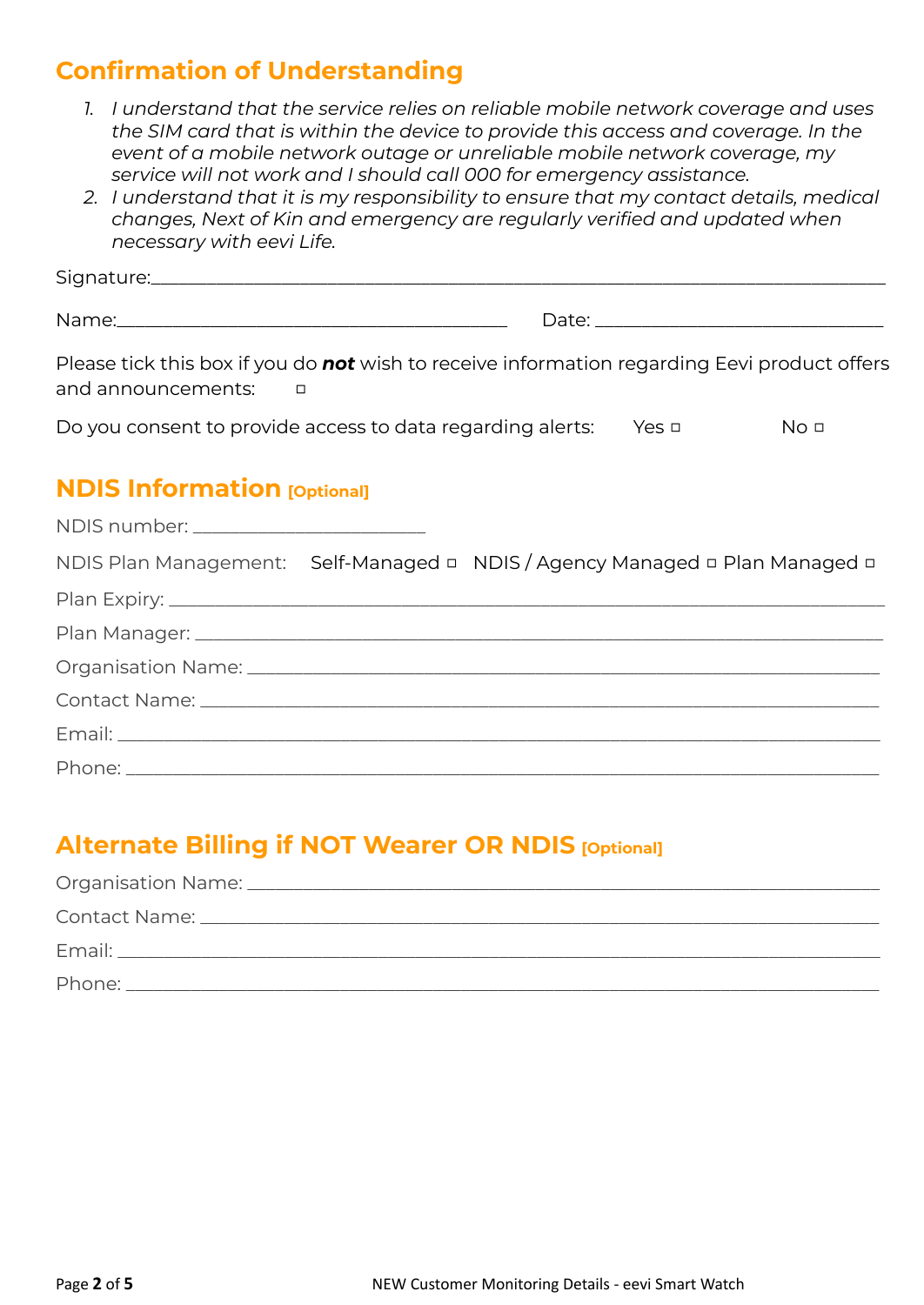## Confirmation of Understanding

1. *I understand that the service relies on reliable mobile network coverage and uses the SIM card that is within the device to provide this access and coverage. In the event of a mobile network outage or unreliable mobile network coverage, my service will not work and I should call 000 for emergency assistance.*
2. *I understand that it is my responsibility to ensure that my contact details, medical changes, Next of Kin and emergency are regularly verified and updated when necessary with eevi Life.*

Signature:\_\_\_\_\_\_\_\_\_\_\_\_\_\_\_\_\_\_\_\_\_\_\_\_\_\_\_\_\_\_\_\_\_\_\_\_\_\_\_\_\_\_\_\_\_\_\_\_\_\_\_\_\_\_\_\_\_\_\_\_\_\_\_\_\_\_

Name:\_\_\_\_\_\_\_\_\_\_\_\_\_\_\_\_\_\_\_\_\_\_\_\_\_\_\_\_\_\_\_\_\_\_\_\_ Date: \_\_\_\_\_\_\_\_\_\_\_\_\_\_\_\_\_\_\_\_\_\_\_\_\_\_

Please tick this box if you do ***not*** wish to receive information regarding Eevi product offers and announcements: ☐

Do you consent to provide access to data regarding alerts: Yes ☐ No ☐

## NDIS Information [Optional]

NDIS number: \_\_\_\_\_\_\_\_\_\_\_\_\_\_\_\_\_\_\_\_\_\_

NDIS Plan Management: Self-Managed ☐ NDIS / Agency Managed ☐ Plan Managed ☐

Plan Expiry: \_\_\_\_\_\_\_\_\_\_\_\_\_\_\_\_\_\_\_\_\_\_\_\_\_\_\_\_\_\_\_\_\_\_\_\_\_\_\_\_\_\_\_\_\_\_\_\_\_\_\_\_\_\_\_\_\_\_\_\_\_\_

Plan Manager: \_\_\_\_\_\_\_\_\_\_\_\_\_\_\_\_\_\_\_\_\_\_\_\_\_\_\_\_\_\_\_\_\_\_\_\_\_\_\_\_\_\_\_\_\_\_\_\_\_\_\_\_\_\_\_\_\_\_\_\_

Organisation Name: \_\_\_\_\_\_\_\_\_\_\_\_\_\_\_\_\_\_\_\_\_\_\_\_\_\_\_\_\_\_\_\_\_\_\_\_\_\_\_\_\_\_\_\_\_\_\_\_\_\_\_\_\_\_\_\_

Contact Name: \_\_\_\_\_\_\_\_\_\_\_\_\_\_\_\_\_\_\_\_\_\_\_\_\_\_\_\_\_\_\_\_\_\_\_\_\_\_\_\_\_\_\_\_\_\_\_\_\_\_\_\_\_\_\_\_\_\_\_\_

Email: \_\_\_\_\_\_\_\_\_\_\_\_\_\_\_\_\_\_\_\_\_\_\_\_\_\_\_\_\_\_\_\_\_\_\_\_\_\_\_\_\_\_\_\_\_\_\_\_\_\_\_\_\_\_\_\_\_\_\_\_\_\_\_\_\_\_

Phone: \_\_\_\_\_\_\_\_\_\_\_\_\_\_\_\_\_\_\_\_\_\_\_\_\_\_\_\_\_\_\_\_\_\_\_\_\_\_\_\_\_\_\_\_\_\_\_\_\_\_\_\_\_\_\_\_\_\_\_\_\_\_\_\_\_

## Alternate Billing if NOT Wearer OR NDIS [Optional]

Organisation Name: \_\_\_\_\_\_\_\_\_\_\_\_\_\_\_\_\_\_\_\_\_\_\_\_\_\_\_\_\_\_\_\_\_\_\_\_\_\_\_\_\_\_\_\_\_\_\_\_\_\_\_\_\_\_\_\_

Contact Name: \_\_\_\_\_\_\_\_\_\_\_\_\_\_\_\_\_\_\_\_\_\_\_\_\_\_\_\_\_\_\_\_\_\_\_\_\_\_\_\_\_\_\_\_\_\_\_\_\_\_\_\_\_\_\_\_\_\_\_\_

Email: \_\_\_\_\_\_\_\_\_\_\_\_\_\_\_\_\_\_\_\_\_\_\_\_\_\_\_\_\_\_\_\_\_\_\_\_\_\_\_\_\_\_\_\_\_\_\_\_\_\_\_\_\_\_\_\_\_\_\_\_\_\_\_\_\_\_

Phone: \_\_\_\_\_\_\_\_\_\_\_\_\_\_\_\_\_\_\_\_\_\_\_\_\_\_\_\_\_\_\_\_\_\_\_\_\_\_\_\_\_\_\_\_\_\_\_\_\_\_\_\_\_\_\_\_\_\_\_\_\_\_\_\_\_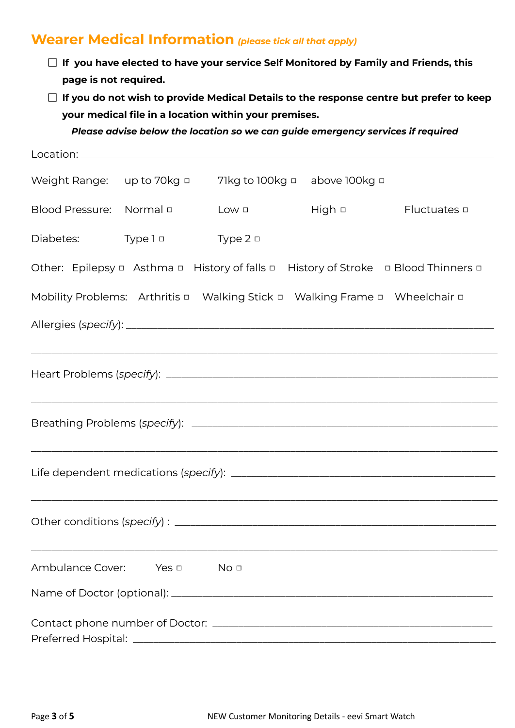## Wearer Medical Information *(please tick all that apply)*

- ☐ **If you have elected to have your service Self Monitored by Family and Friends, this page is not required.**
- ☐ **If you do not wish to provide Medical Details to the response centre but prefer to keep your medical file in a location within your premises.**

***Please advise below the location so we can guide emergency services if required***

Location: ________________________________________________________________

Weight Range: up to 70kg ▫ 71kg to 100kg ▫ above 100kg ▫

Blood Pressure: Normal ▫ Low ▫ High ▫ Fluctuates ▫

Diabetes: Type 1 ▫ Type 2 ▫

Other: Epilepsy ▫ Asthma ▫ History of falls ▫ History of Stroke ▫ Blood Thinners ▫

Mobility Problems: Arthritis ▫ Walking Stick ▫ Walking Frame ▫ Wheelchair ▫

Allergies (*specify*): ________________________________________________________________

________________________________________________________________

Heart Problems (*specify*): ________________________________________________________________

________________________________________________________________

Breathing Problems (*specify*): ________________________________________________________________

________________________________________________________________

Life dependent medications (*specify*): ________________________________________________________________

________________________________________________________________

Other conditions (*specify*) : ________________________________________________________________

________________________________________________________________

Ambulance Cover: Yes ▫ No ▫

Name of Doctor (optional): ________________________________________________________________

Contact phone number of Doctor: ________________________________________________________________

Preferred Hospital: ________________________________________________________________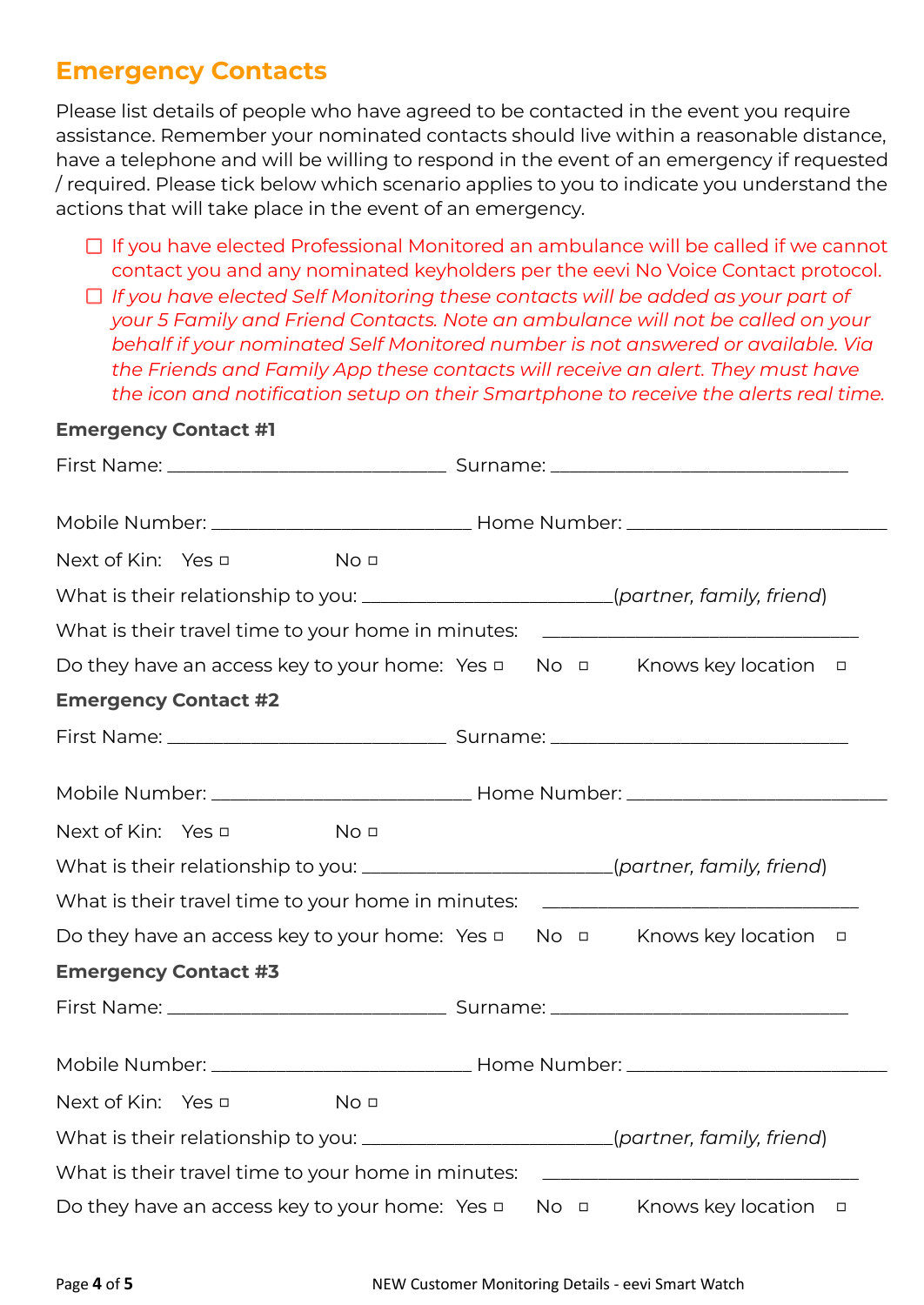## Emergency Contacts

Please list details of people who have agreed to be contacted in the event you require assistance. Remember your nominated contacts should live within a reasonable distance, have a telephone and will be willing to respond in the event of an emergency if requested / required. Please tick below which scenario applies to you to indicate you understand the actions that will take place in the event of an emergency.

- ☐ If you have elected Professional Monitored an ambulance will be called if we cannot contact you and any nominated keyholders per the eevi No Voice Contact protocol.
- ☐ *If you have elected Self Monitoring these contacts will be added as your part of your 5 Family and Friend Contacts. Note an ambulance will not be called on your behalf if your nominated Self Monitored number is not answered or available. Via the Friends and Family App these contacts will receive an alert. They must have the icon and notification setup on their Smartphone to receive the alerts real time.*

**Emergency Contact #1**

First Name: ____________________________ Surname: ______________________________

Mobile Number: __________________________ Home Number: __________________________

Next of Kin: Yes ◻ No ◻

What is their relationship to you: _________________________(*partner, family, friend*)

What is their travel time to your home in minutes: ________________________________

Do they have an access key to your home: Yes ◻ No ◻ Knows key location ◻

**Emergency Contact #2**

First Name: ____________________________ Surname: ______________________________

Mobile Number: __________________________ Home Number: __________________________

Next of Kin: Yes ◻ No ◻

What is their relationship to you: _________________________(*partner, family, friend*)

What is their travel time to your home in minutes: ________________________________

Do they have an access key to your home: Yes ◻ No ◻ Knows key location ◻

**Emergency Contact #3**

First Name: ____________________________ Surname: ______________________________

Mobile Number: __________________________ Home Number: __________________________

Next of Kin: Yes ◻ No ◻

What is their relationship to you: _________________________(*partner, family, friend*)

What is their travel time to your home in minutes: ________________________________

Do they have an access key to your home: Yes ◻ No ◻ Knows key location ◻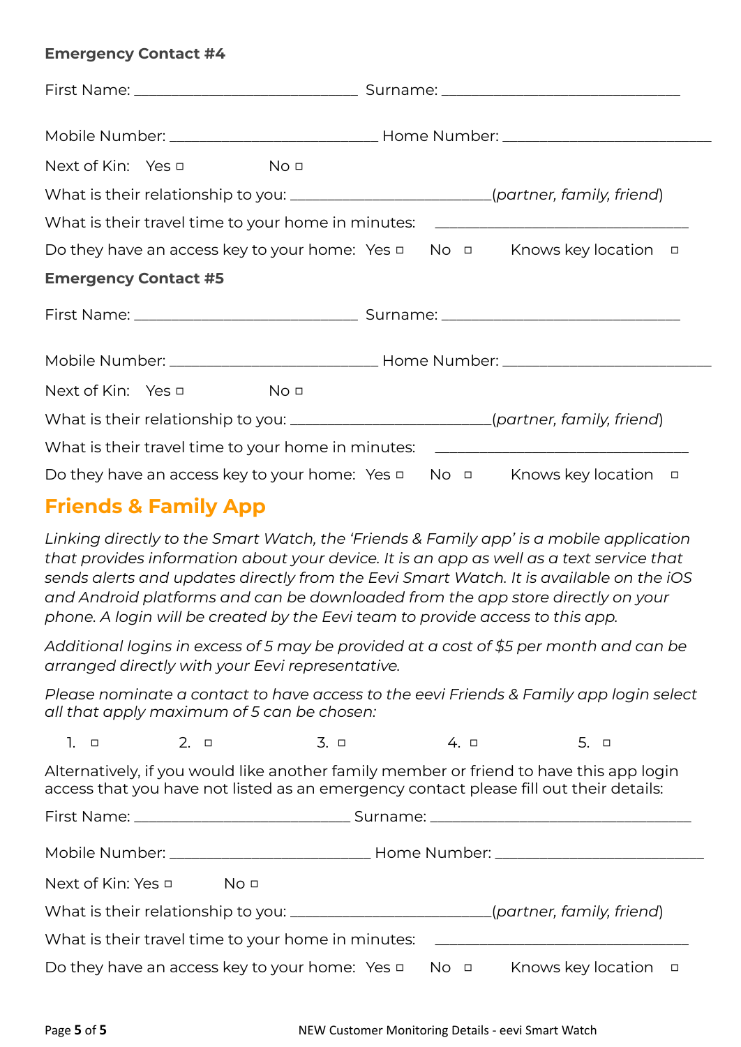**Emergency Contact #4**

First Name: ____________________________ Surname: ______________________________

Mobile Number: __________________________ Home Number: _________________________

Next of Kin: Yes ◻ No ◻

What is their relationship to you: _________________________(*partner, family, friend*)

What is their travel time to your home in minutes: _______________________________

Do they have an access key to your home: Yes ◻ No ◻ Knows key location ◻

**Emergency Contact #5**

First Name: ____________________________ Surname: ______________________________

Mobile Number: __________________________ Home Number: _________________________

Next of Kin: Yes ◻ No ◻

What is their relationship to you: _________________________(*partner, family, friend*)

What is their travel time to your home in minutes: _______________________________

Do they have an access key to your home: Yes ◻ No ◻ Knows key location ◻

## Friends & Family App

*Linking directly to the Smart Watch, the 'Friends & Family app' is a mobile application that provides information about your device. It is an app as well as a text service that sends alerts and updates directly from the Eevi Smart Watch. It is available on the iOS and Android platforms and can be downloaded from the app store directly on your phone. A login will be created by the Eevi team to provide access to this app.*

*Additional logins in excess of 5 may be provided at a cost of $5 per month and can be arranged directly with your Eevi representative.*

*Please nominate a contact to have access to the eevi Friends & Family app login select all that apply maximum of 5 can be chosen:*

1. ◻ 2. ◻ 3. ◻ 4. ◻ 5. ◻

Alternatively, if you would like another family member or friend to have this app login access that you have not listed as an emergency contact please fill out their details:

First Name: ___________________________ Surname: _______________________________

Mobile Number: _________________________ Home Number: __________________________

Next of Kin: Yes ◻ No ◻

What is their relationship to you: _________________________(*partner, family, friend*)

What is their travel time to your home in minutes: _______________________________

Do they have an access key to your home: Yes ◻ No ◻ Knows key location ◻